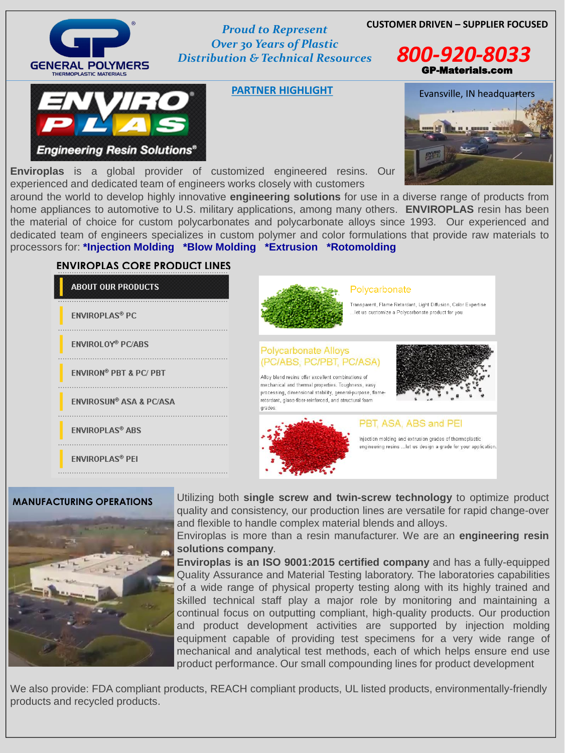GENERAL POLYMERS
THERMOPLASTIC MATERIALS

*Proud to Represent Over 30 Years of Plastic Distribution & Technical Resources*

**CUSTOMER DRIVEN – SUPPLIER FOCUSED**

**800-920-8033**

**GP-Materials.com**

## PARTNER HIGHLIGHT

ENVIRO PLAS® Engineering Resin Solutions®

Evansville, IN headquarters

**Enviroplas** is a global provider of customized engineered resins. Our experienced and dedicated team of engineers works closely with customers around the world to develop highly innovative **engineering solutions** for use in a diverse range of products from home appliances to automotive to U.S. military applications, among many others. **ENVIROPLAS** resin has been the material of choice for custom polycarbonates and polycarbonate alloys since 1993. Our experienced and dedicated team of engineers specializes in custom polymer and color formulations that provide raw materials to processors for: ***Injection Molding** **\*Blow Molding** **\*Extrusion** **\*Rotomolding**

## ENVIROPLAS CORE PRODUCT LINES

**ABOUT OUR PRODUCTS**

- ENVIROPLAS® PC
- ENVIROLOY® PC/ABS
- ENVIRON® PBT & PC/ PBT
- ENVIROSUN® ASA & PC/ASA
- ENVIROPLAS® ABS
- ENVIROPLAS® PEI

**Polycarbonate**

Transparent, Flame Retardant, Light Diffusion, Color Expertise ...let us customize a Polycarbonate product for you.

**Polycarbonate Alloys (PC/ABS, PC/PBT, PC/ASA)**

Alloy blend resins offer excellent combinations of mechanical and thermal properties. Toughness, easy processing, dimensional stability, general-purpose, flame-retardant, glass-fiber-reinforced, and structural foam grades.

**PBT, ASA, ABS and PEI**

Injection molding and extrusion grades of thermoplastic engineering resins ...let us design a grade for your application.

## MANUFACTURING OPERATIONS

Utilizing both **single screw and twin-screw technology** to optimize product quality and consistency, our production lines are versatile for rapid change-over and flexible to handle complex material blends and alloys.

Enviroplas is more than a resin manufacturer. We are an **engineering resin solutions company**.

**Enviroplas is an ISO 9001:2015 certified company** and has a fully-equipped Quality Assurance and Material Testing laboratory. The laboratories capabilities of a wide range of physical property testing along with its highly trained and skilled technical staff play a major role by monitoring and maintaining a continual focus on outputting compliant, high-quality products. Our production and product development activities are supported by injection molding equipment capable of providing test specimens for a very wide range of mechanical and analytical test methods, each of which helps ensure end use product performance. Our small compounding lines for product development

We also provide: FDA compliant products, REACH compliant products, UL listed products, environmentally-friendly products and recycled products.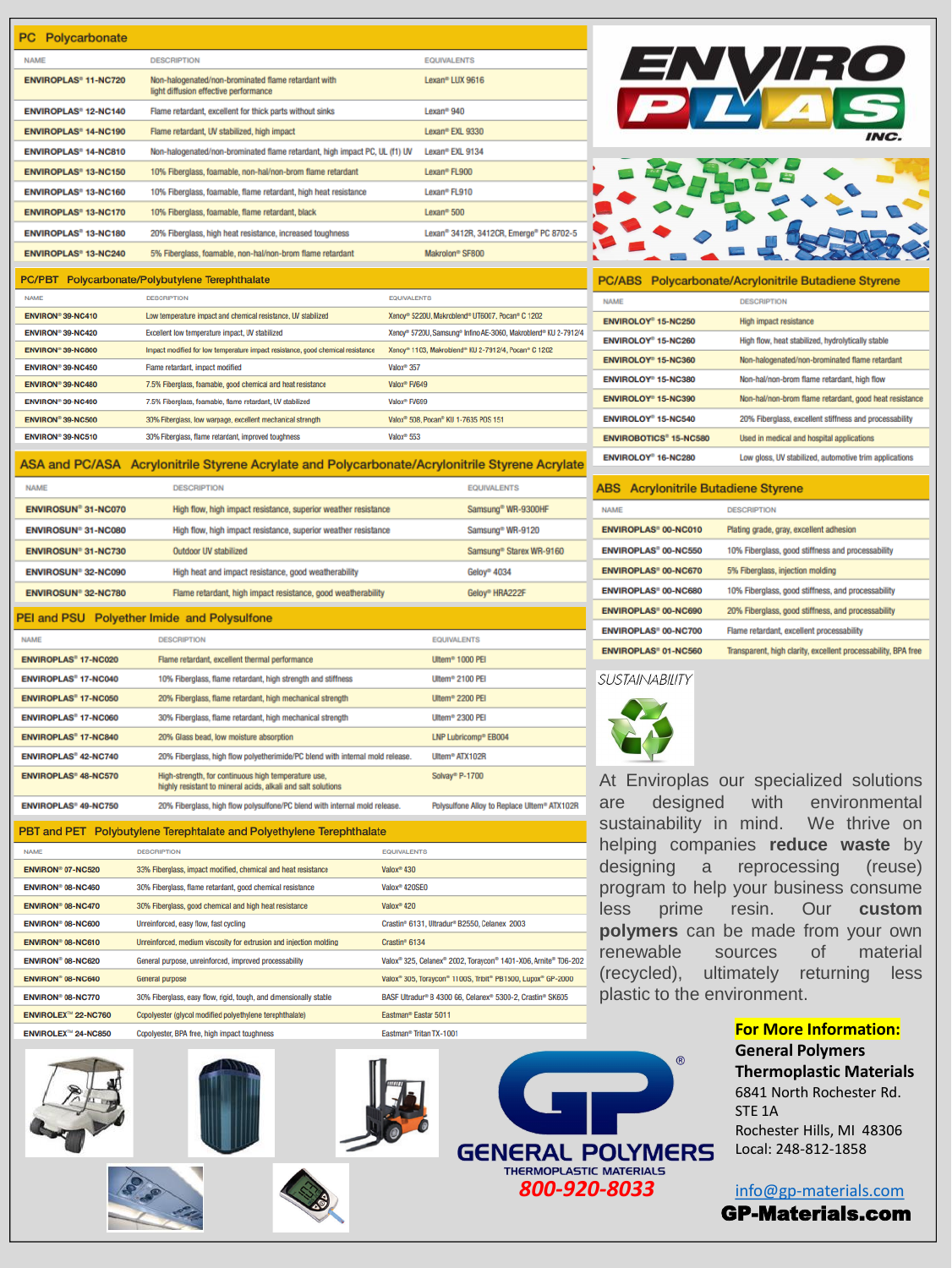## PC Polycarbonate

| NAME | DESCRIPTION | EQUIVALENTS |
|---|---|---|
| ENVIROPLAS® 11-NC720 | Non-halogenated/non-brominated flame retardant with light diffusion effective performance | Lexan® LUX 9616 |
| ENVIROPLAS® 12-NC140 | Flame retardant, excellent for thick parts without sinks | Lexan® 940 |
| ENVIROPLAS® 14-NC190 | Flame retardant, UV stabilized, high impact | Lexan® EXL 9330 |
| ENVIROPLAS® 14-NC810 | Non-halogenated/non-brominated flame retardant, high impact PC, UL (f1) UV | Lexan® EXL 9134 |
| ENVIROPLAS® 13-NC150 | 10% Fiberglass, foamable, non-hal/non-brom flame retardant | Lexan® FL900 |
| ENVIROPLAS® 13-NC160 | 10% Fiberglass, foamable, flame retardant, high heat resistance | Lexan® FL910 |
| ENVIROPLAS® 13-NC170 | 10% Fiberglass, foamable, flame retardant, black | Lexan® 500 |
| ENVIROPLAS® 13-NC180 | 20% Fiberglass, high heat resistance, increased toughness | Lexan® 3412R, 3412CR, Emerge® PC 8702-5 |
| ENVIROPLAS® 13-NC240 | 5% Fiberglass, foamable, non-hal/non-brom flame retardant | Makrolon® SF800 |

## PC/PBT Polycarbonate/Polybutylene Terephthalate

| NAME | DESCRIPTION | EQUIVALENTS |
|---|---|---|
| ENVIRON® 39-NC410 | Low temperature impact and chemical resistance, UV stabilized | Xenoy® 5220U, Makroblend® UT6007, Pocan® C 1202 |
| ENVIRON® 39-NC420 | Excellent low temperature impact, UV stabilized | Xenoy® 5720U, Samsung® Infino AE-3060, Makroblend® KU 2-7912/4 |
| ENVIRON® 39-NC600 | Impact modified for low temperature impact resistance, good chemical resistance | Xenoy® 1103, Makroblend® KU 2-7912/4, Pocan® C 1202 |
| ENVIRON® 39-NC450 | Flame retardant, impact modified | Valox® 357 |
| ENVIRON® 39-NC480 | 7.5% Fiberglass, foamable, good chemical and heat resistance | Valox® FV649 |
| ENVIRON® 39-NC490 | 7.5% Fiberglass, foamable, flame retardant, UV stabilized | Valox® FV699 |
| ENVIRON® 39-NC500 | 30% Fiberglass, low warpage, excellent mechanical strength | Valox® 508, Pocan® KU 1-7635 POS 151 |
| ENVIRON® 39-NC510 | 30% Fiberglass, flame retardant, improved toughness | Valox® 553 |

## ASA and PC/ASA Acrylonitrile Styrene Acrylate and Polycarbonate/Acrylonitrile Styrene Acrylate

| NAME | DESCRIPTION | EQUIVALENTS |
|---|---|---|
| ENVIROSUN® 31-NC070 | High flow, high impact resistance, superior weather resistance | Samsung® WR-9300HF |
| ENVIROSUN® 31-NC080 | High flow, high impact resistance, superior weather resistance | Samsung® WR-9120 |
| ENVIROSUN® 31-NC730 | Outdoor UV stabilized | Samsung® Starex WR-9160 |
| ENVIROSUN® 32-NC090 | High heat and impact resistance, good weatherability | Geloy® 4034 |
| ENVIROSUN® 32-NC780 | Flame retardant, high impact resistance, good weatherability | Geloy® HRA222F |

## PEI and PSU Polyether Imide and Polysulfone

| NAME | DESCRIPTION | EQUIVALENTS |
|---|---|---|
| ENVIROPLAS® 17-NC020 | Flame retardant, excellent thermal performance | Ultem® 1000 PEI |
| ENVIROPLAS® 17-NC040 | 10% Fiberglass, flame retardant, high strength and stiffness | Ultem® 2100 PEI |
| ENVIROPLAS® 17-NC050 | 20% Fiberglass, flame retardant, high mechanical strength | Ultem® 2200 PEI |
| ENVIROPLAS® 17-NC060 | 30% Fiberglass, flame retardant, high mechanical strength | Ultem® 2300 PEI |
| ENVIROPLAS® 17-NC840 | 20% Glass bead, low moisture absorption | LNP Lubricomp® EB004 |
| ENVIROPLAS® 42-NC740 | 20% Fiberglass, high flow polyetherimide/PC blend with internal mold release. | Ultem® ATX102R |
| ENVIROPLAS® 48-NC570 | High-strength, for continuous high temperature use, highly resistant to mineral acids, alkali and salt solutions | Solvay® P-1700 |
| ENVIROPLAS® 49-NC750 | 20% Fiberglass, high flow polysulfone/PC blend with internal mold release. | Polysulfone Alloy to Replace Ultem® ATX102R |

## PBT and PET Polybutylene Terephtalate and Polyethylene Terephthalate

| NAME | DESCRIPTION | EQUIVALENTS |
|---|---|---|
| ENVIRON® 07-NC520 | 33% Fiberglass, impact modified, chemical and heat resistance | Valox® 430 |
| ENVIRON® 08-NC460 | 30% Fiberglass, flame retardant, good chemical resistance | Valox® 420SEO |
| ENVIRON® 08-NC470 | 30% Fiberglass, good chemical and high heat resistance | Valox® 420 |
| ENVIRON® 08-NC600 | Unreinforced, easy flow, fast cycling | Crastin® 6131, Ultradur® B2550, Celanex 2003 |
| ENVIRON® 08-NC610 | Unreinforced, medium viscosity for extrusion and injection molding | Crastin® 6134 |
| ENVIRON® 08-NC620 | General purpose, unreinforced, improved processability | Valox® 325, Celanex® 2002, Toraycon® 1401-X06, Arnite® T06-202 |
| ENVIRON® 08-NC640 | General purpose | Valox® 305, Toraycon® 1100S, Tribit® PB1500, Lupox® GP-2000 |
| ENVIRON® 08-NC770 | 30% Fiberglass, easy flow, rigid, tough, and dimensionally stable | BASF Ultradur® B 4300 G6, Celanex® 5300-2, Crastin® SK605 |
| ENVIROLEX™ 22-NC760 | Copolyester (glycol modified polyethylene terephthalate) | Eastman® Eastar 5011 |
| ENVIROLEX™ 24-NC850 | Copolyester, BPA free, high impact toughness | Eastman® Tritan TX-1001 |

ENVIROPLAS INC.

## PC/ABS Polycarbonate/Acrylonitrile Butadiene Styrene

| NAME | DESCRIPTION |
|---|---|
| ENVIROLOY® 15-NC250 | High impact resistance |
| ENVIROLOY® 15-NC260 | High flow, heat stabilized, hydrolytically stable |
| ENVIROLOY® 15-NC360 | Non-halogenated/non-brominated flame retardant |
| ENVIROLOY® 15-NC380 | Non-hal/non-brom flame retardant, high flow |
| ENVIROLOY® 15-NC390 | Non-hal/non-brom flame retardant, good heat resistance |
| ENVIROLOY® 15-NC540 | 20% Fiberglass, excellent stiffness and processability |
| ENVIROBOTICS® 15-NC580 | Used in medical and hospital applications |
| ENVIROLOY® 16-NC280 | Low gloss, UV stabilized, automotive trim applications |

## ABS Acrylonitrile Butadiene Styrene

| NAME | DESCRIPTION |
|---|---|
| ENVIROPLAS® 00-NC010 | Plating grade, gray, excellent adhesion |
| ENVIROPLAS® 00-NC550 | 10% Fiberglass, good stiffness and processability |
| ENVIROPLAS® 00-NC670 | 5% Fiberglass, injection molding |
| ENVIROPLAS® 00-NC680 | 10% Fiberglass, good stiffness, and processability |
| ENVIROPLAS® 00-NC690 | 20% Fiberglass, good stiffness, and processability |
| ENVIROPLAS® 00-NC700 | Flame retardant, excellent processability |
| ENVIROPLAS® 01-NC560 | Transparent, high clarity, excellent processability, BPA free |

SUSTAINABILITY

At Enviroplas our specialized solutions are designed with environmental sustainability in mind. We thrive on helping companies **reduce waste** by designing a reprocessing (reuse) program to help your business consume less prime resin. Our **custom polymers** can be made from your own renewable sources of material (recycled), ultimately returning less plastic to the environment.

**For More Information:**

**General Polymers**
**Thermoplastic Materials**
6841 North Rochester Rd.
STE 1A
Rochester Hills, MI 48306
Local: 248-812-1858

info@gp-materials.com

**GP-Materials.com**

GENERAL POLYMERS®
THERMOPLASTIC MATERIALS
800-920-8033